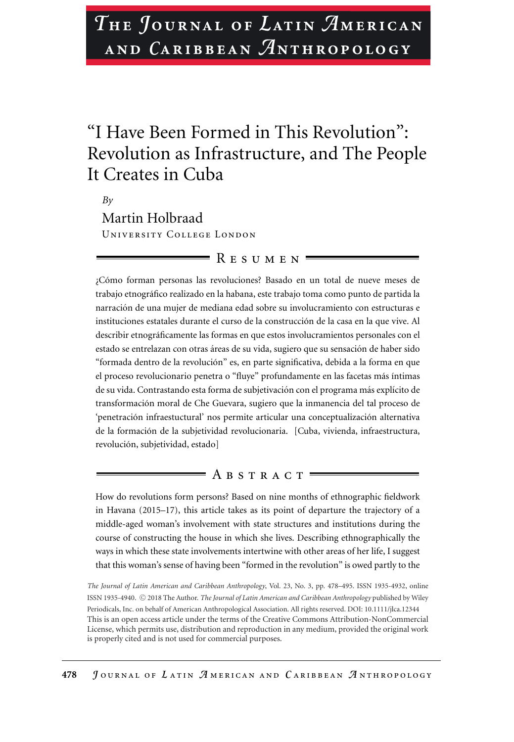# "I Have Been Formed in This Revolution": Revolution as Infrastructure, and The People It Creates in Cuba

*By*

Martin Holbraad

University College London

## Resumen

¿Cómo forman personas las revoluciones? Basado en un total de nueve meses de trabajo etnográfico realizado en la habana, este trabajo toma como punto de partida la narración de una mujer de mediana edad sobre su involucramiento con estructuras e instituciones estatales durante el curso de la construcción de la casa en la que vive. Al describir etnográficamente las formas en que estos involucramientos personales con el estado se entrelazan con otras áreas de su vida, sugiero que su sensación de haber sido "formada dentro de la revolución" es, en parte significativa, debida a la forma en que el proceso revolucionario penetra o "fluye" profundamente en las facetas más íntimas de su vida. Contrastando esta forma de subjetivación con el programa más explícito de transformación moral de Che Guevara, sugiero que la inmanencia del tal proceso de 'penetración infraestuctural' nos permite articular una conceptualización alternativa de la formación de la subjetividad revolucionaria. [Cuba, vivienda, infraestructura, revolución, subjetividad, estado]

## Abstract

How do revolutions form persons? Based on nine months of ethnographic fieldwork in Havana (2015–17), this article takes as its point of departure the trajectory of a middle-aged woman's involvement with state structures and institutions during the course of constructing the house in which she lives. Describing ethnographically the ways in which these state involvements intertwine with other areas of her life, I suggest that this woman's sense of having been "formed in the revolution" is owed partly to the

*The Journal of Latin American and Caribbean Anthropology*, Vol. 23, No. 3, pp. 478–495. ISSN 1935-4932, online ISSN 1935-4940. © 2018 The Author. *The Journal of Latin American and Caribbean Anthropology* published by Wiley Periodicals, Inc. on behalf of American Anthropological Association. All rights reserved. DOI: 10.1111/jlca.12344

This is an open access article under the terms of the Creative Commons Attribution-NonCommercial License, which permits use, distribution and reproduction in any medium, provided the original work is properly cited and is not used for commercial purposes.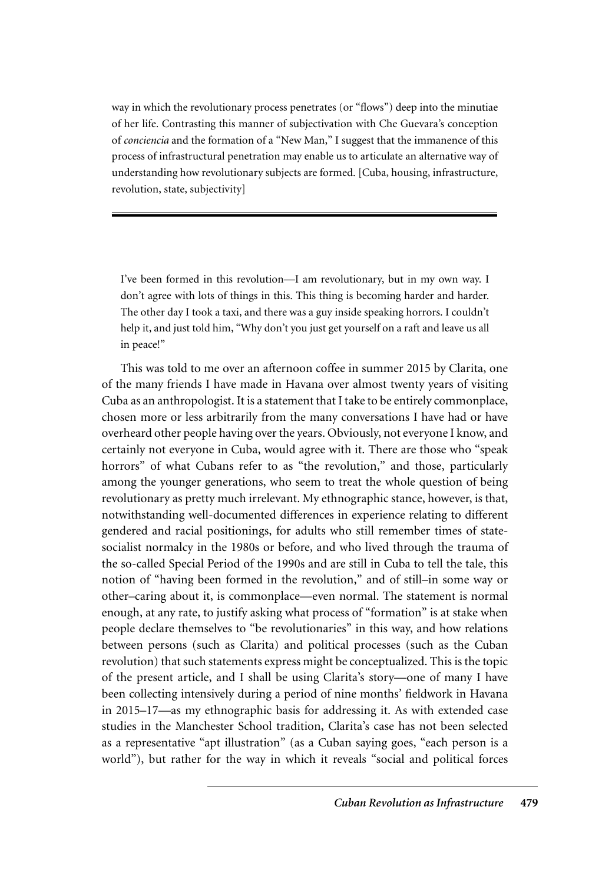way in which the revolutionary process penetrates (or "flows") deep into the minutiae of her life. Contrasting this manner of subjectivation with Che Guevara's conception of *conciencia* and the formation of a "New Man," I suggest that the immanence of this process of infrastructural penetration may enable us to articulate an alternative way of understanding how revolutionary subjects are formed. [Cuba, housing, infrastructure, revolution, state, subjectivity]

---

> I've been formed in this revolution—I am revolutionary, but in my own way. I don't agree with lots of things in this. This thing is becoming harder and harder. The other day I took a taxi, and there was a guy inside speaking horrors. I couldn't help it, and just told him, "Why don't you just get yourself on a raft and leave us all in peace!"

This was told to me over an afternoon coffee in summer 2015 by Clarita, one of the many friends I have made in Havana over almost twenty years of visiting Cuba as an anthropologist. It is a statement that I take to be entirely commonplace, chosen more or less arbitrarily from the many conversations I have had or have overheard other people having over the years. Obviously, not everyone I know, and certainly not everyone in Cuba, would agree with it. There are those who "speak horrors" of what Cubans refer to as "the revolution," and those, particularly among the younger generations, who seem to treat the whole question of being revolutionary as pretty much irrelevant. My ethnographic stance, however, is that, notwithstanding well-documented differences in experience relating to different gendered and racial positionings, for adults who still remember times of state-socialist normalcy in the 1980s or before, and who lived through the trauma of the so-called Special Period of the 1990s and are still in Cuba to tell the tale, this notion of "having been formed in the revolution," and of still–in some way or other–caring about it, is commonplace—even normal. The statement is normal enough, at any rate, to justify asking what process of "formation" is at stake when people declare themselves to "be revolutionaries" in this way, and how relations between persons (such as Clarita) and political processes (such as the Cuban revolution) that such statements express might be conceptualized. This is the topic of the present article, and I shall be using Clarita's story—one of many I have been collecting intensively during a period of nine months' fieldwork in Havana in 2015–17—as my ethnographic basis for addressing it. As with extended case studies in the Manchester School tradition, Clarita's case has not been selected as a representative "apt illustration" (as a Cuban saying goes, "each person is a world"), but rather for the way in which it reveals "social and political forces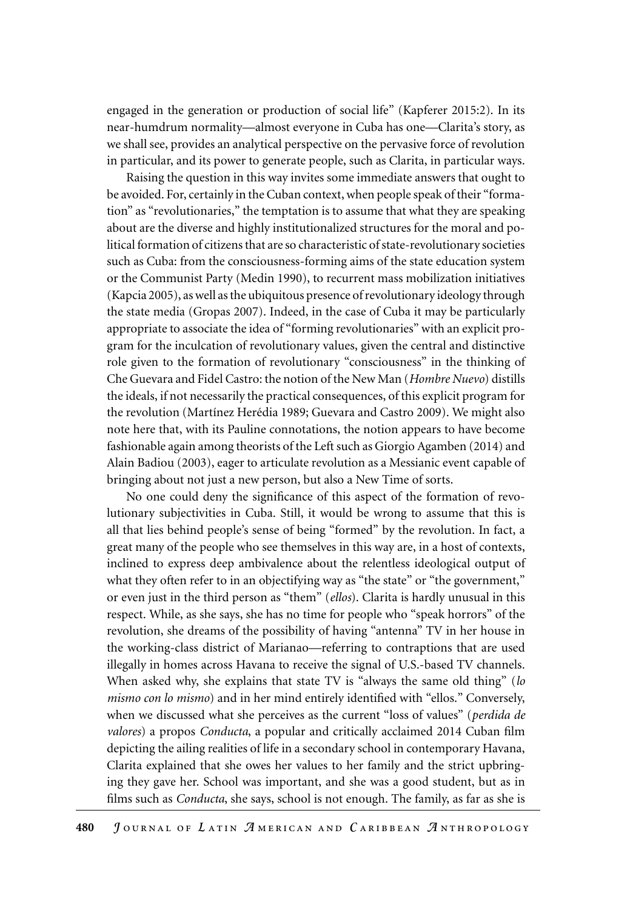engaged in the generation or production of social life" (Kapferer 2015:2). In its near-humdrum normality—almost everyone in Cuba has one—Clarita's story, as we shall see, provides an analytical perspective on the pervasive force of revolution in particular, and its power to generate people, such as Clarita, in particular ways.

Raising the question in this way invites some immediate answers that ought to be avoided. For, certainly in the Cuban context, when people speak of their "formation" as "revolutionaries," the temptation is to assume that what they are speaking about are the diverse and highly institutionalized structures for the moral and political formation of citizens that are so characteristic of state-revolutionary societies such as Cuba: from the consciousness-forming aims of the state education system or the Communist Party (Medin 1990), to recurrent mass mobilization initiatives (Kapcia 2005), as well as the ubiquitous presence of revolutionary ideology through the state media (Gropas 2007). Indeed, in the case of Cuba it may be particularly appropriate to associate the idea of "forming revolutionaries" with an explicit program for the inculcation of revolutionary values, given the central and distinctive role given to the formation of revolutionary "consciousness" in the thinking of Che Guevara and Fidel Castro: the notion of the New Man (*Hombre Nuevo*) distills the ideals, if not necessarily the practical consequences, of this explicit program for the revolution (Martínez Herédia 1989; Guevara and Castro 2009). We might also note here that, with its Pauline connotations, the notion appears to have become fashionable again among theorists of the Left such as Giorgio Agamben (2014) and Alain Badiou (2003), eager to articulate revolution as a Messianic event capable of bringing about not just a new person, but also a New Time of sorts.

No one could deny the significance of this aspect of the formation of revolutionary subjectivities in Cuba. Still, it would be wrong to assume that this is all that lies behind people's sense of being "formed" by the revolution. In fact, a great many of the people who see themselves in this way are, in a host of contexts, inclined to express deep ambivalence about the relentless ideological output of what they often refer to in an objectifying way as "the state" or "the government," or even just in the third person as "them" (*ellos*). Clarita is hardly unusual in this respect. While, as she says, she has no time for people who "speak horrors" of the revolution, she dreams of the possibility of having "antenna" TV in her house in the working-class district of Marianao—referring to contraptions that are used illegally in homes across Havana to receive the signal of U.S.-based TV channels. When asked why, she explains that state TV is "always the same old thing" (*lo mismo con lo mismo*) and in her mind entirely identified with "ellos." Conversely, when we discussed what she perceives as the current "loss of values" (*perdida de valores*) a propos *Conducta*, a popular and critically acclaimed 2014 Cuban film depicting the ailing realities of life in a secondary school in contemporary Havana, Clarita explained that she owes her values to her family and the strict upbringing they gave her. School was important, and she was a good student, but as in films such as *Conducta*, she says, school is not enough. The family, as far as she is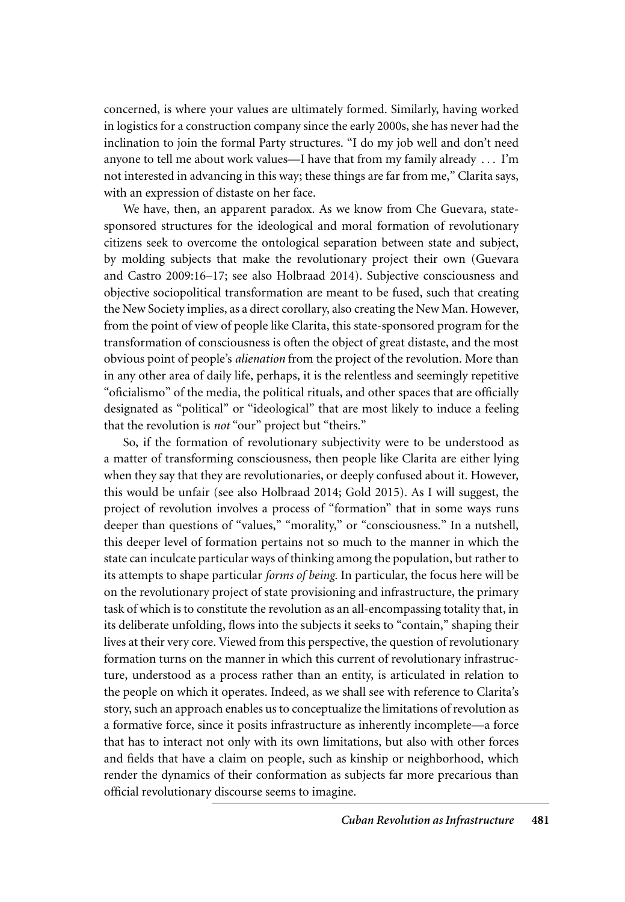concerned, is where your values are ultimately formed. Similarly, having worked in logistics for a construction company since the early 2000s, she has never had the inclination to join the formal Party structures. "I do my job well and don't need anyone to tell me about work values—I have that from my family already . . . I'm not interested in advancing in this way; these things are far from me," Clarita says, with an expression of distaste on her face.

We have, then, an apparent paradox. As we know from Che Guevara, state-sponsored structures for the ideological and moral formation of revolutionary citizens seek to overcome the ontological separation between state and subject, by molding subjects that make the revolutionary project their own (Guevara and Castro 2009:16–17; see also Holbraad 2014). Subjective consciousness and objective sociopolitical transformation are meant to be fused, such that creating the New Society implies, as a direct corollary, also creating the New Man. However, from the point of view of people like Clarita, this state-sponsored program for the transformation of consciousness is often the object of great distaste, and the most obvious point of people's *alienation* from the project of the revolution. More than in any other area of daily life, perhaps, it is the relentless and seemingly repetitive "oficialismo" of the media, the political rituals, and other spaces that are officially designated as "political" or "ideological" that are most likely to induce a feeling that the revolution is *not* "our" project but "theirs."

So, if the formation of revolutionary subjectivity were to be understood as a matter of transforming consciousness, then people like Clarita are either lying when they say that they are revolutionaries, or deeply confused about it. However, this would be unfair (see also Holbraad 2014; Gold 2015). As I will suggest, the project of revolution involves a process of "formation" that in some ways runs deeper than questions of "values," "morality," or "consciousness." In a nutshell, this deeper level of formation pertains not so much to the manner in which the state can inculcate particular ways of thinking among the population, but rather to its attempts to shape particular *forms of being*. In particular, the focus here will be on the revolutionary project of state provisioning and infrastructure, the primary task of which is to constitute the revolution as an all-encompassing totality that, in its deliberate unfolding, flows into the subjects it seeks to "contain," shaping their lives at their very core. Viewed from this perspective, the question of revolutionary formation turns on the manner in which this current of revolutionary infrastructure, understood as a process rather than an entity, is articulated in relation to the people on which it operates. Indeed, as we shall see with reference to Clarita's story, such an approach enables us to conceptualize the limitations of revolution as a formative force, since it posits infrastructure as inherently incomplete—a force that has to interact not only with its own limitations, but also with other forces and fields that have a claim on people, such as kinship or neighborhood, which render the dynamics of their conformation as subjects far more precarious than official revolutionary discourse seems to imagine.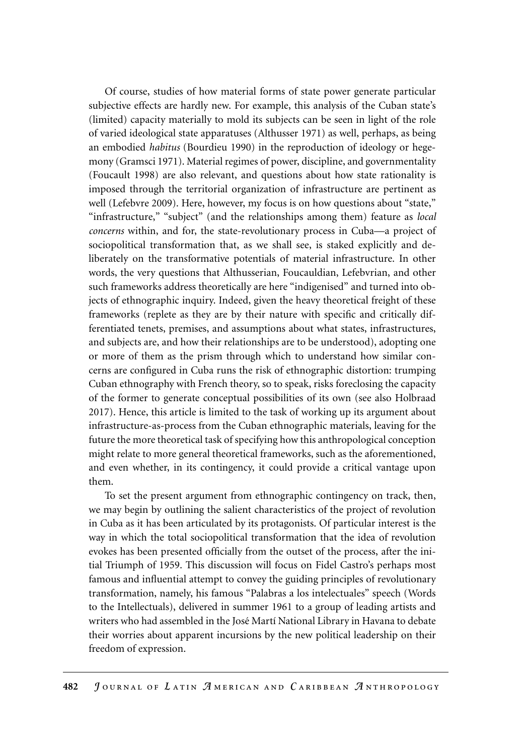Of course, studies of how material forms of state power generate particular subjective effects are hardly new. For example, this analysis of the Cuban state's (limited) capacity materially to mold its subjects can be seen in light of the role of varied ideological state apparatuses (Althusser 1971) as well, perhaps, as being an embodied *habitus* (Bourdieu 1990) in the reproduction of ideology or hegemony (Gramsci 1971). Material regimes of power, discipline, and governmentality (Foucault 1998) are also relevant, and questions about how state rationality is imposed through the territorial organization of infrastructure are pertinent as well (Lefebvre 2009). Here, however, my focus is on how questions about "state," "infrastructure," "subject" (and the relationships among them) feature as *local concerns* within, and for, the state-revolutionary process in Cuba—a project of sociopolitical transformation that, as we shall see, is staked explicitly and deliberately on the transformative potentials of material infrastructure. In other words, the very questions that Althusserian, Foucauldian, Lefebvrian, and other such frameworks address theoretically are here "indigenised" and turned into objects of ethnographic inquiry. Indeed, given the heavy theoretical freight of these frameworks (replete as they are by their nature with specific and critically differentiated tenets, premises, and assumptions about what states, infrastructures, and subjects are, and how their relationships are to be understood), adopting one or more of them as the prism through which to understand how similar concerns are configured in Cuba runs the risk of ethnographic distortion: trumping Cuban ethnography with French theory, so to speak, risks foreclosing the capacity of the former to generate conceptual possibilities of its own (see also Holbraad 2017). Hence, this article is limited to the task of working up its argument about infrastructure-as-process from the Cuban ethnographic materials, leaving for the future the more theoretical task of specifying how this anthropological conception might relate to more general theoretical frameworks, such as the aforementioned, and even whether, in its contingency, it could provide a critical vantage upon them.

To set the present argument from ethnographic contingency on track, then, we may begin by outlining the salient characteristics of the project of revolution in Cuba as it has been articulated by its protagonists. Of particular interest is the way in which the total sociopolitical transformation that the idea of revolution evokes has been presented officially from the outset of the process, after the initial Triumph of 1959. This discussion will focus on Fidel Castro's perhaps most famous and influential attempt to convey the guiding principles of revolutionary transformation, namely, his famous "Palabras a los intelectuales" speech (Words to the Intellectuals), delivered in summer 1961 to a group of leading artists and writers who had assembled in the José Martí National Library in Havana to debate their worries about apparent incursions by the new political leadership on their freedom of expression.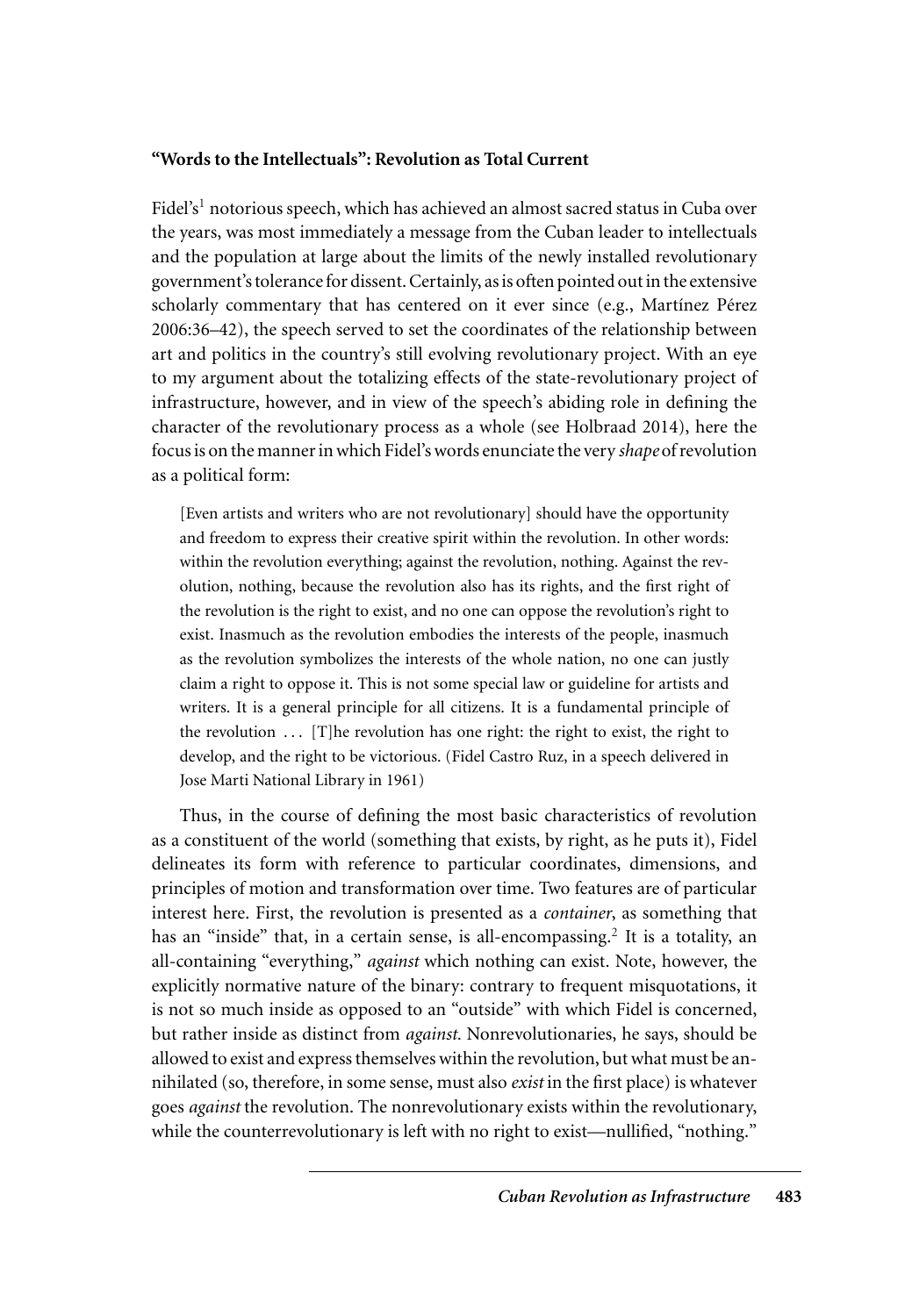### "Words to the Intellectuals": Revolution as Total Current

Fidel's[1] notorious speech, which has achieved an almost sacred status in Cuba over the years, was most immediately a message from the Cuban leader to intellectuals and the population at large about the limits of the newly installed revolutionary government's tolerance for dissent. Certainly, as is often pointed out in the extensive scholarly commentary that has centered on it ever since (e.g., Martínez Pérez 2006:36–42), the speech served to set the coordinates of the relationship between art and politics in the country's still evolving revolutionary project. With an eye to my argument about the totalizing effects of the state-revolutionary project of infrastructure, however, and in view of the speech's abiding role in defining the character of the revolutionary process as a whole (see Holbraad 2014), here the focus is on the manner in which Fidel's words enunciate the very *shape* of revolution as a political form:

> [Even artists and writers who are not revolutionary] should have the opportunity and freedom to express their creative spirit within the revolution. In other words: within the revolution everything; against the revolution, nothing. Against the revolution, nothing, because the revolution also has its rights, and the first right of the revolution is the right to exist, and no one can oppose the revolution's right to exist. Inasmuch as the revolution embodies the interests of the people, inasmuch as the revolution symbolizes the interests of the whole nation, no one can justly claim a right to oppose it. This is not some special law or guideline for artists and writers. It is a general principle for all citizens. It is a fundamental principle of the revolution ... [T]he revolution has one right: the right to exist, the right to develop, and the right to be victorious. (Fidel Castro Ruz, in a speech delivered in Jose Marti National Library in 1961)

Thus, in the course of defining the most basic characteristics of revolution as a constituent of the world (something that exists, by right, as he puts it), Fidel delineates its form with reference to particular coordinates, dimensions, and principles of motion and transformation over time. Two features are of particular interest here. First, the revolution is presented as a *container*, as something that has an "inside" that, in a certain sense, is all-encompassing.[2] It is a totality, an all-containing "everything," *against* which nothing can exist. Note, however, the explicitly normative nature of the binary: contrary to frequent misquotations, it is not so much inside as opposed to an "outside" with which Fidel is concerned, but rather inside as distinct from *against*. Nonrevolutionaries, he says, should be allowed to exist and express themselves within the revolution, but what must be annihilated (so, therefore, in some sense, must also *exist* in the first place) is whatever goes *against* the revolution. The nonrevolutionary exists within the revolutionary, while the counterrevolutionary is left with no right to exist—nullified, "nothing."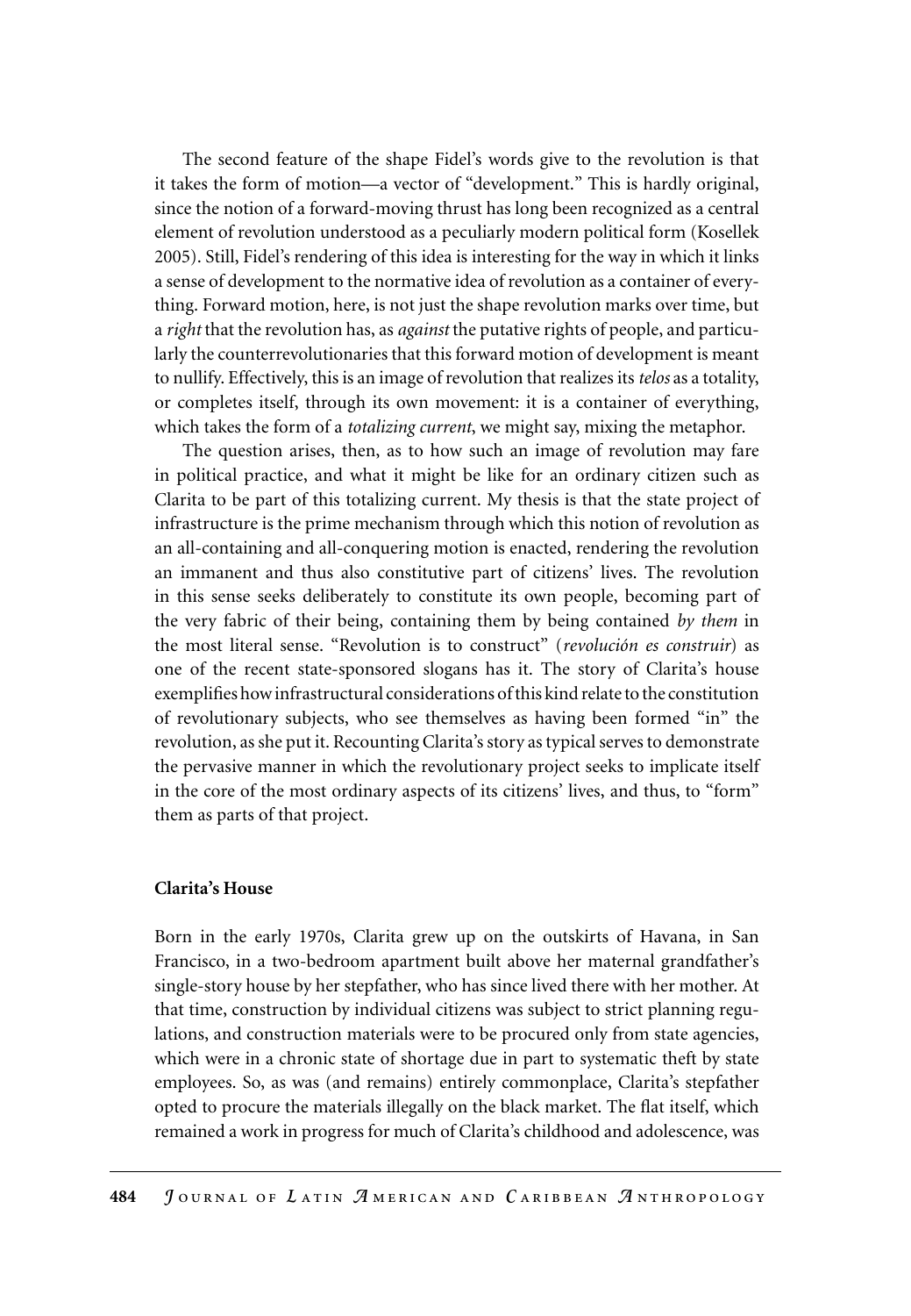The second feature of the shape Fidel's words give to the revolution is that it takes the form of motion—a vector of "development." This is hardly original, since the notion of a forward-moving thrust has long been recognized as a central element of revolution understood as a peculiarly modern political form (Kosellek 2005). Still, Fidel's rendering of this idea is interesting for the way in which it links a sense of development to the normative idea of revolution as a container of everything. Forward motion, here, is not just the shape revolution marks over time, but a *right* that the revolution has, as *against* the putative rights of people, and particularly the counterrevolutionaries that this forward motion of development is meant to nullify. Effectively, this is an image of revolution that realizes its *telos* as a totality, or completes itself, through its own movement: it is a container of everything, which takes the form of a *totalizing current*, we might say, mixing the metaphor.

The question arises, then, as to how such an image of revolution may fare in political practice, and what it might be like for an ordinary citizen such as Clarita to be part of this totalizing current. My thesis is that the state project of infrastructure is the prime mechanism through which this notion of revolution as an all-containing and all-conquering motion is enacted, rendering the revolution an immanent and thus also constitutive part of citizens' lives. The revolution in this sense seeks deliberately to constitute its own people, becoming part of the very fabric of their being, containing them by being contained *by them* in the most literal sense. "Revolution is to construct" (*revolución es construir*) as one of the recent state-sponsored slogans has it. The story of Clarita's house exemplifies how infrastructural considerations of this kind relate to the constitution of revolutionary subjects, who see themselves as having been formed "in" the revolution, as she put it. Recounting Clarita's story as typical serves to demonstrate the pervasive manner in which the revolutionary project seeks to implicate itself in the core of the most ordinary aspects of its citizens' lives, and thus, to "form" them as parts of that project.

**Clarita's House**

Born in the early 1970s, Clarita grew up on the outskirts of Havana, in San Francisco, in a two-bedroom apartment built above her maternal grandfather's single-story house by her stepfather, who has since lived there with her mother. At that time, construction by individual citizens was subject to strict planning regulations, and construction materials were to be procured only from state agencies, which were in a chronic state of shortage due in part to systematic theft by state employees. So, as was (and remains) entirely commonplace, Clarita's stepfather opted to procure the materials illegally on the black market. The flat itself, which remained a work in progress for much of Clarita's childhood and adolescence, was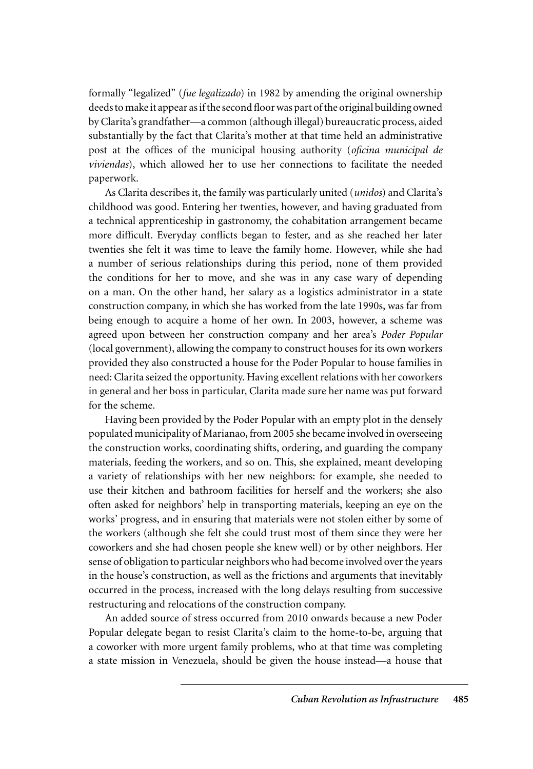formally "legalized" (*fue legalizado*) in 1982 by amending the original ownership deeds to make it appear as if the second floor was part of the original building owned by Clarita's grandfather—a common (although illegal) bureaucratic process, aided substantially by the fact that Clarita's mother at that time held an administrative post at the offices of the municipal housing authority (*oficina municipal de viviendas*), which allowed her to use her connections to facilitate the needed paperwork.

As Clarita describes it, the family was particularly united (*unidos*) and Clarita's childhood was good. Entering her twenties, however, and having graduated from a technical apprenticeship in gastronomy, the cohabitation arrangement became more difficult. Everyday conflicts began to fester, and as she reached her later twenties she felt it was time to leave the family home. However, while she had a number of serious relationships during this period, none of them provided the conditions for her to move, and she was in any case wary of depending on a man. On the other hand, her salary as a logistics administrator in a state construction company, in which she has worked from the late 1990s, was far from being enough to acquire a home of her own. In 2003, however, a scheme was agreed upon between her construction company and her area's *Poder Popular* (local government), allowing the company to construct houses for its own workers provided they also constructed a house for the Poder Popular to house families in need: Clarita seized the opportunity. Having excellent relations with her coworkers in general and her boss in particular, Clarita made sure her name was put forward for the scheme.

Having been provided by the Poder Popular with an empty plot in the densely populated municipality of Marianao, from 2005 she became involved in overseeing the construction works, coordinating shifts, ordering, and guarding the company materials, feeding the workers, and so on. This, she explained, meant developing a variety of relationships with her new neighbors: for example, she needed to use their kitchen and bathroom facilities for herself and the workers; she also often asked for neighbors' help in transporting materials, keeping an eye on the works' progress, and in ensuring that materials were not stolen either by some of the workers (although she felt she could trust most of them since they were her coworkers and she had chosen people she knew well) or by other neighbors. Her sense of obligation to particular neighbors who had become involved over the years in the house's construction, as well as the frictions and arguments that inevitably occurred in the process, increased with the long delays resulting from successive restructuring and relocations of the construction company.

An added source of stress occurred from 2010 onwards because a new Poder Popular delegate began to resist Clarita's claim to the home-to-be, arguing that a coworker with more urgent family problems, who at that time was completing a state mission in Venezuela, should be given the house instead—a house that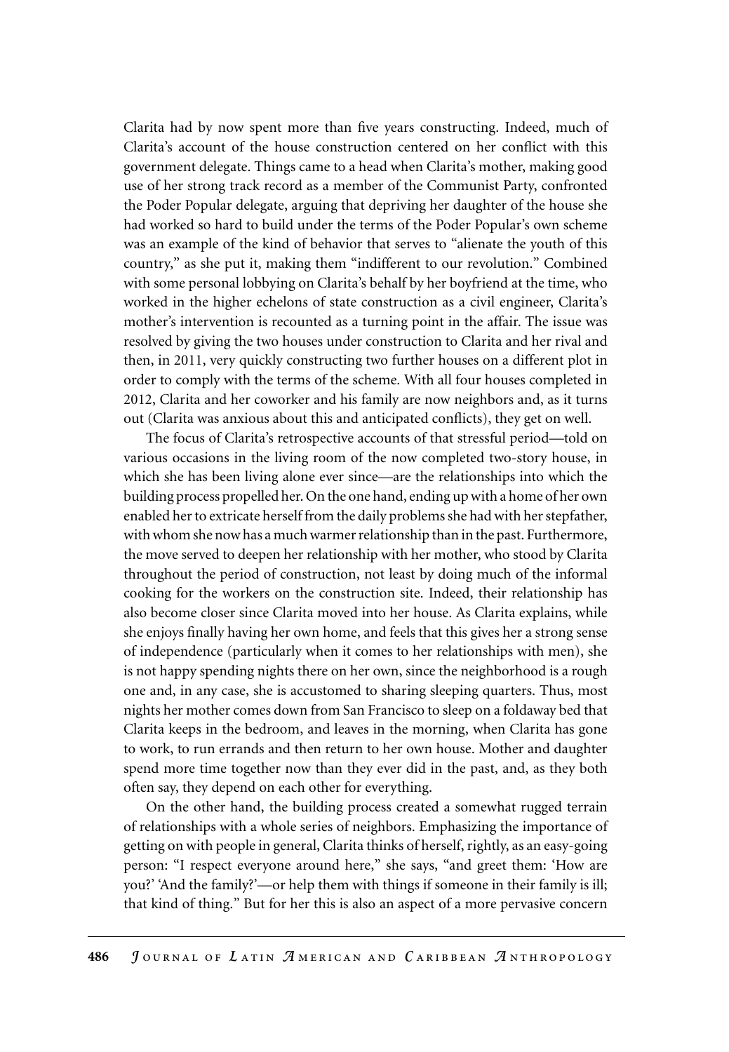Clarita had by now spent more than five years constructing. Indeed, much of Clarita's account of the house construction centered on her conflict with this government delegate. Things came to a head when Clarita's mother, making good use of her strong track record as a member of the Communist Party, confronted the Poder Popular delegate, arguing that depriving her daughter of the house she had worked so hard to build under the terms of the Poder Popular's own scheme was an example of the kind of behavior that serves to "alienate the youth of this country," as she put it, making them "indifferent to our revolution." Combined with some personal lobbying on Clarita's behalf by her boyfriend at the time, who worked in the higher echelons of state construction as a civil engineer, Clarita's mother's intervention is recounted as a turning point in the affair. The issue was resolved by giving the two houses under construction to Clarita and her rival and then, in 2011, very quickly constructing two further houses on a different plot in order to comply with the terms of the scheme. With all four houses completed in 2012, Clarita and her coworker and his family are now neighbors and, as it turns out (Clarita was anxious about this and anticipated conflicts), they get on well.

The focus of Clarita's retrospective accounts of that stressful period—told on various occasions in the living room of the now completed two-story house, in which she has been living alone ever since—are the relationships into which the building process propelled her. On the one hand, ending up with a home of her own enabled her to extricate herself from the daily problems she had with her stepfather, with whom she now has a much warmer relationship than in the past. Furthermore, the move served to deepen her relationship with her mother, who stood by Clarita throughout the period of construction, not least by doing much of the informal cooking for the workers on the construction site. Indeed, their relationship has also become closer since Clarita moved into her house. As Clarita explains, while she enjoys finally having her own home, and feels that this gives her a strong sense of independence (particularly when it comes to her relationships with men), she is not happy spending nights there on her own, since the neighborhood is a rough one and, in any case, she is accustomed to sharing sleeping quarters. Thus, most nights her mother comes down from San Francisco to sleep on a foldaway bed that Clarita keeps in the bedroom, and leaves in the morning, when Clarita has gone to work, to run errands and then return to her own house. Mother and daughter spend more time together now than they ever did in the past, and, as they both often say, they depend on each other for everything.

On the other hand, the building process created a somewhat rugged terrain of relationships with a whole series of neighbors. Emphasizing the importance of getting on with people in general, Clarita thinks of herself, rightly, as an easy-going person: "I respect everyone around here," she says, "and greet them: 'How are you?' 'And the family?'—or help them with things if someone in their family is ill; that kind of thing." But for her this is also an aspect of a more pervasive concern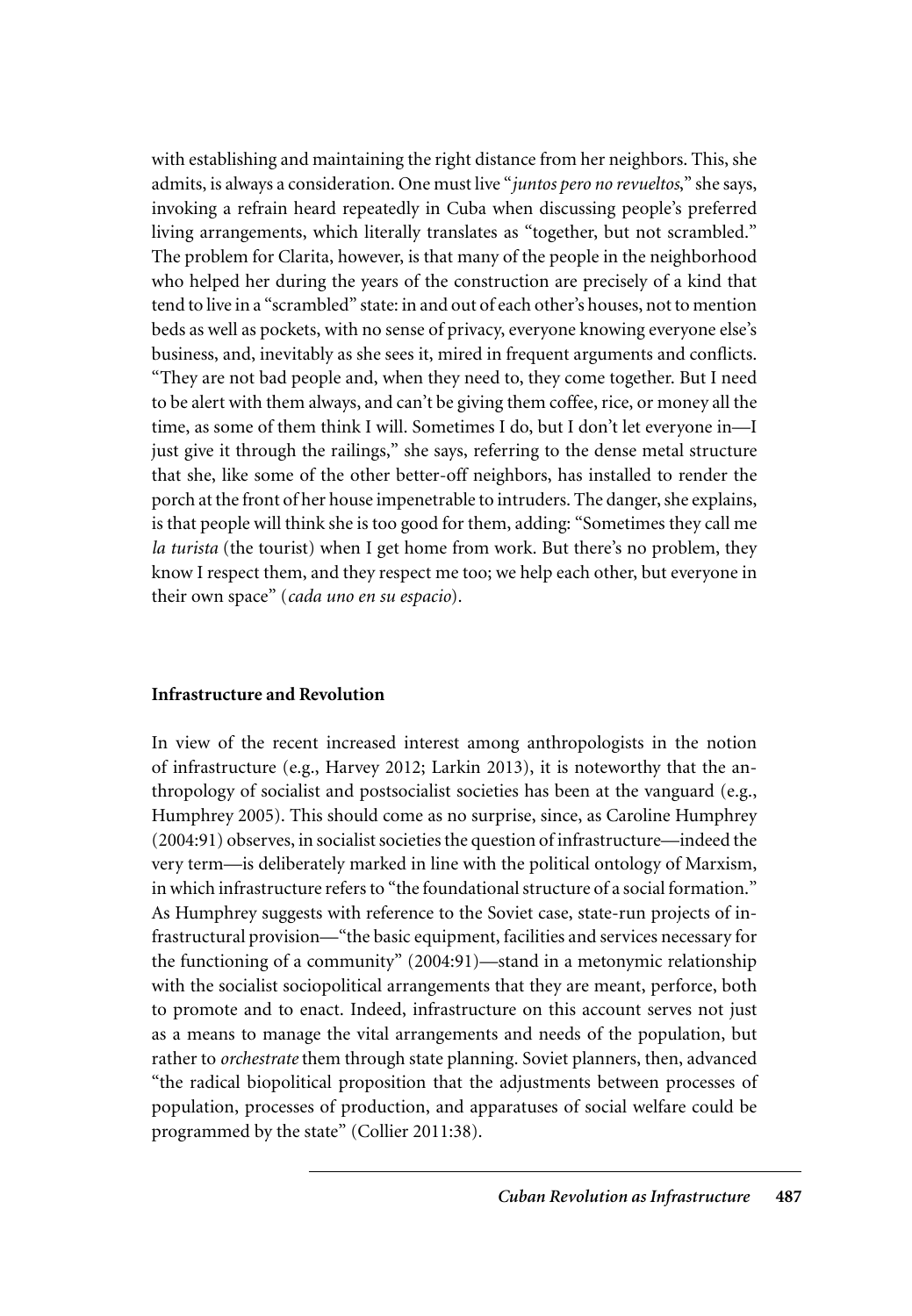with establishing and maintaining the right distance from her neighbors. This, she admits, is always a consideration. One must live "*juntos pero no revueltos*," she says, invoking a refrain heard repeatedly in Cuba when discussing people's preferred living arrangements, which literally translates as "together, but not scrambled." The problem for Clarita, however, is that many of the people in the neighborhood who helped her during the years of the construction are precisely of a kind that tend to live in a "scrambled" state: in and out of each other's houses, not to mention beds as well as pockets, with no sense of privacy, everyone knowing everyone else's business, and, inevitably as she sees it, mired in frequent arguments and conflicts. "They are not bad people and, when they need to, they come together. But I need to be alert with them always, and can't be giving them coffee, rice, or money all the time, as some of them think I will. Sometimes I do, but I don't let everyone in—I just give it through the railings," she says, referring to the dense metal structure that she, like some of the other better-off neighbors, has installed to render the porch at the front of her house impenetrable to intruders. The danger, she explains, is that people will think she is too good for them, adding: "Sometimes they call me *la turista* (the tourist) when I get home from work. But there's no problem, they know I respect them, and they respect me too; we help each other, but everyone in their own space" (*cada uno en su espacio*).

## Infrastructure and Revolution

In view of the recent increased interest among anthropologists in the notion of infrastructure (e.g., Harvey 2012; Larkin 2013), it is noteworthy that the anthropology of socialist and postsocialist societies has been at the vanguard (e.g., Humphrey 2005). This should come as no surprise, since, as Caroline Humphrey (2004:91) observes, in socialist societies the question of infrastructure—indeed the very term—is deliberately marked in line with the political ontology of Marxism, in which infrastructure refers to "the foundational structure of a social formation." As Humphrey suggests with reference to the Soviet case, state-run projects of infrastructural provision—"the basic equipment, facilities and services necessary for the functioning of a community" (2004:91)—stand in a metonymic relationship with the socialist sociopolitical arrangements that they are meant, perforce, both to promote and to enact. Indeed, infrastructure on this account serves not just as a means to manage the vital arrangements and needs of the population, but rather to *orchestrate* them through state planning. Soviet planners, then, advanced "the radical biopolitical proposition that the adjustments between processes of population, processes of production, and apparatuses of social welfare could be programmed by the state" (Collier 2011:38).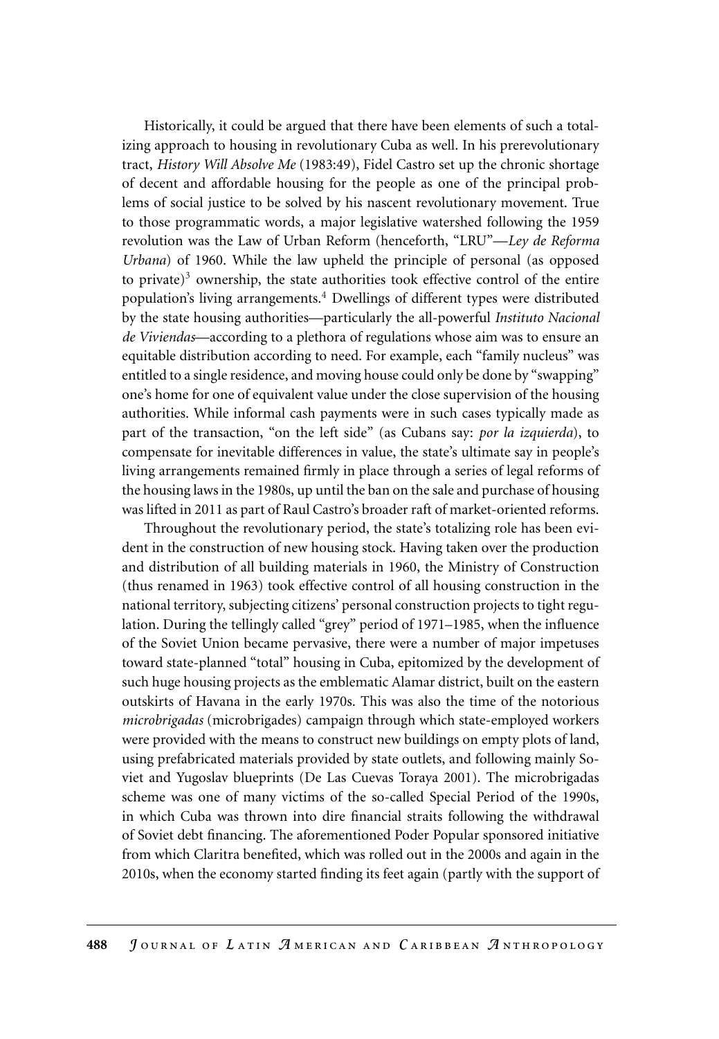Historically, it could be argued that there have been elements of such a totalizing approach to housing in revolutionary Cuba as well. In his prerevolutionary tract, *History Will Absolve Me* (1983:49), Fidel Castro set up the chronic shortage of decent and affordable housing for the people as one of the principal problems of social justice to be solved by his nascent revolutionary movement. True to those programmatic words, a major legislative watershed following the 1959 revolution was the Law of Urban Reform (henceforth, "LRU"—*Ley de Reforma Urbana*) of 1960. While the law upheld the principle of personal (as opposed to private)[3] ownership, the state authorities took effective control of the entire population's living arrangements.[4] Dwellings of different types were distributed by the state housing authorities—particularly the all-powerful *Instituto Nacional de Viviendas*—according to a plethora of regulations whose aim was to ensure an equitable distribution according to need. For example, each "family nucleus" was entitled to a single residence, and moving house could only be done by "swapping" one's home for one of equivalent value under the close supervision of the housing authorities. While informal cash payments were in such cases typically made as part of the transaction, "on the left side" (as Cubans say: *por la izquierda*), to compensate for inevitable differences in value, the state's ultimate say in people's living arrangements remained firmly in place through a series of legal reforms of the housing laws in the 1980s, up until the ban on the sale and purchase of housing was lifted in 2011 as part of Raul Castro's broader raft of market-oriented reforms.

Throughout the revolutionary period, the state's totalizing role has been evident in the construction of new housing stock. Having taken over the production and distribution of all building materials in 1960, the Ministry of Construction (thus renamed in 1963) took effective control of all housing construction in the national territory, subjecting citizens' personal construction projects to tight regulation. During the tellingly called "grey" period of 1971–1985, when the influence of the Soviet Union became pervasive, there were a number of major impetuses toward state-planned "total" housing in Cuba, epitomized by the development of such huge housing projects as the emblematic Alamar district, built on the eastern outskirts of Havana in the early 1970s. This was also the time of the notorious *microbrigadas* (microbrigades) campaign through which state-employed workers were provided with the means to construct new buildings on empty plots of land, using prefabricated materials provided by state outlets, and following mainly Soviet and Yugoslav blueprints (De Las Cuevas Toraya 2001). The microbrigadas scheme was one of many victims of the so-called Special Period of the 1990s, in which Cuba was thrown into dire financial straits following the withdrawal of Soviet debt financing. The aforementioned Poder Popular sponsored initiative from which Claritra benefited, which was rolled out in the 2000s and again in the 2010s, when the economy started finding its feet again (partly with the support of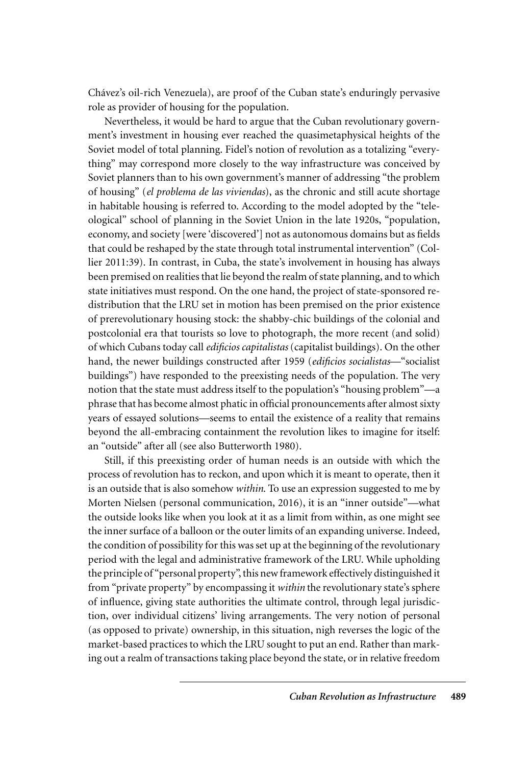Chávez's oil-rich Venezuela), are proof of the Cuban state's enduringly pervasive role as provider of housing for the population.

Nevertheless, it would be hard to argue that the Cuban revolutionary government's investment in housing ever reached the quasimetaphysical heights of the Soviet model of total planning. Fidel's notion of revolution as a totalizing "everything" may correspond more closely to the way infrastructure was conceived by Soviet planners than to his own government's manner of addressing "the problem of housing" (*el problema de las viviendas*), as the chronic and still acute shortage in habitable housing is referred to. According to the model adopted by the "teleological" school of planning in the Soviet Union in the late 1920s, "population, economy, and society [were 'discovered'] not as autonomous domains but as fields that could be reshaped by the state through total instrumental intervention" (Collier 2011:39). In contrast, in Cuba, the state's involvement in housing has always been premised on realities that lie beyond the realm of state planning, and to which state initiatives must respond. On the one hand, the project of state-sponsored redistribution that the LRU set in motion has been premised on the prior existence of prerevolutionary housing stock: the shabby-chic buildings of the colonial and postcolonial era that tourists so love to photograph, the more recent (and solid) of which Cubans today call *edificios capitalistas* (capitalist buildings). On the other hand, the newer buildings constructed after 1959 (*edificios socialistas*—"socialist buildings") have responded to the preexisting needs of the population. The very notion that the state must address itself to the population's "housing problem"—a phrase that has become almost phatic in official pronouncements after almost sixty years of essayed solutions—seems to entail the existence of a reality that remains beyond the all-embracing containment the revolution likes to imagine for itself: an "outside" after all (see also Butterworth 1980).

Still, if this preexisting order of human needs is an outside with which the process of revolution has to reckon, and upon which it is meant to operate, then it is an outside that is also somehow *within*. To use an expression suggested to me by Morten Nielsen (personal communication, 2016), it is an "inner outside"—what the outside looks like when you look at it as a limit from within, as one might see the inner surface of a balloon or the outer limits of an expanding universe. Indeed, the condition of possibility for this was set up at the beginning of the revolutionary period with the legal and administrative framework of the LRU. While upholding the principle of "personal property", this new framework effectively distinguished it from "private property" by encompassing it *within* the revolutionary state's sphere of influence, giving state authorities the ultimate control, through legal jurisdiction, over individual citizens' living arrangements. The very notion of personal (as opposed to private) ownership, in this situation, nigh reverses the logic of the market-based practices to which the LRU sought to put an end. Rather than marking out a realm of transactions taking place beyond the state, or in relative freedom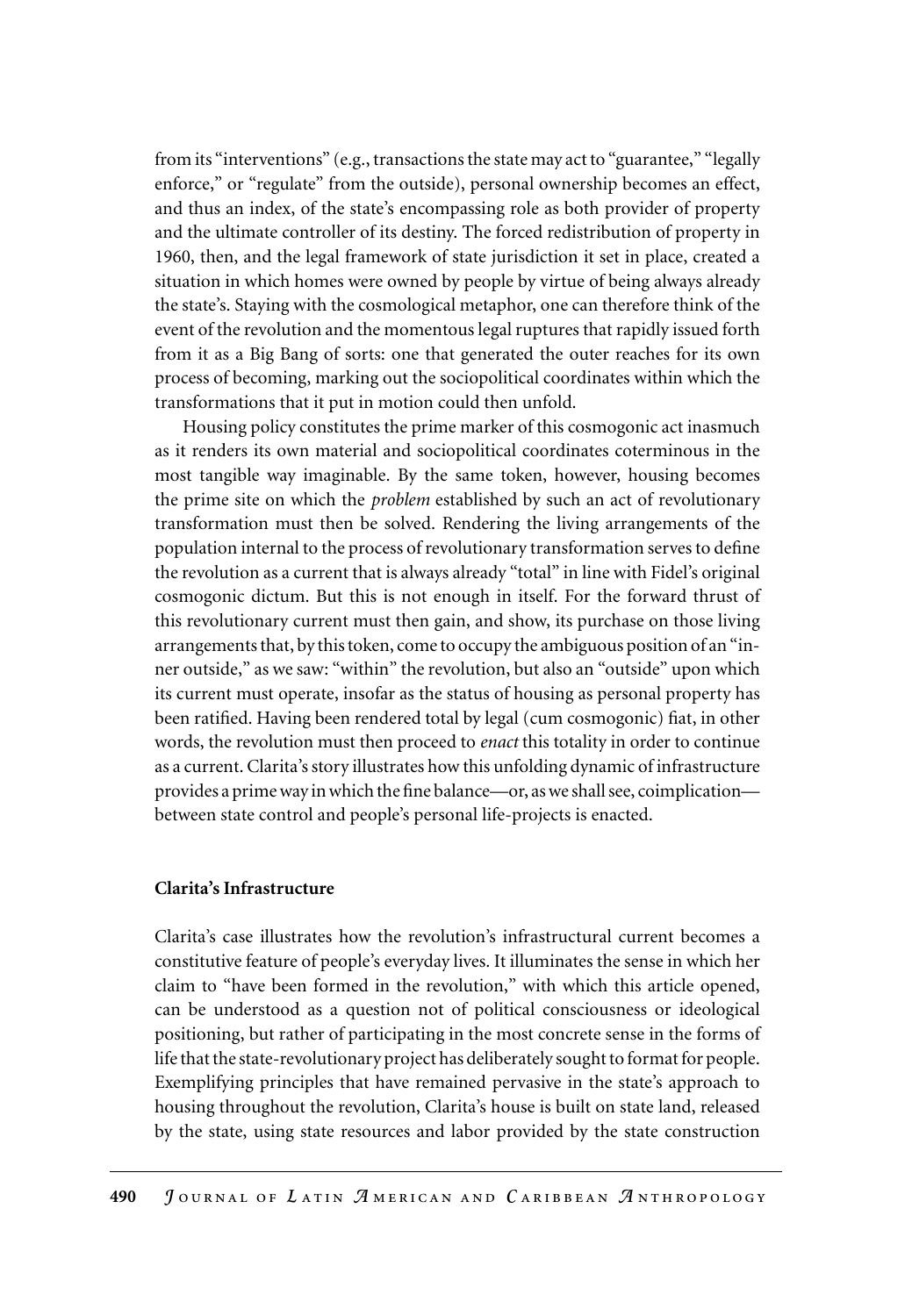from its "interventions" (e.g., transactions the state may act to "guarantee," "legally enforce," or "regulate" from the outside), personal ownership becomes an effect, and thus an index, of the state's encompassing role as both provider of property and the ultimate controller of its destiny. The forced redistribution of property in 1960, then, and the legal framework of state jurisdiction it set in place, created a situation in which homes were owned by people by virtue of being always already the state's. Staying with the cosmological metaphor, one can therefore think of the event of the revolution and the momentous legal ruptures that rapidly issued forth from it as a Big Bang of sorts: one that generated the outer reaches for its own process of becoming, marking out the sociopolitical coordinates within which the transformations that it put in motion could then unfold.

Housing policy constitutes the prime marker of this cosmogonic act inasmuch as it renders its own material and sociopolitical coordinates coterminous in the most tangible way imaginable. By the same token, however, housing becomes the prime site on which the *problem* established by such an act of revolutionary transformation must then be solved. Rendering the living arrangements of the population internal to the process of revolutionary transformation serves to define the revolution as a current that is always already "total" in line with Fidel's original cosmogonic dictum. But this is not enough in itself. For the forward thrust of this revolutionary current must then gain, and show, its purchase on those living arrangements that, by this token, come to occupy the ambiguous position of an "inner outside," as we saw: "within" the revolution, but also an "outside" upon which its current must operate, insofar as the status of housing as personal property has been ratified. Having been rendered total by legal (cum cosmogonic) fiat, in other words, the revolution must then proceed to *enact* this totality in order to continue as a current. Clarita's story illustrates how this unfolding dynamic of infrastructure provides a prime way in which the fine balance—or, as we shall see, coimplication—between state control and people's personal life-projects is enacted.

## Clarita's Infrastructure

Clarita's case illustrates how the revolution's infrastructural current becomes a constitutive feature of people's everyday lives. It illuminates the sense in which her claim to "have been formed in the revolution," with which this article opened, can be understood as a question not of political consciousness or ideological positioning, but rather of participating in the most concrete sense in the forms of life that the state-revolutionary project has deliberately sought to format for people. Exemplifying principles that have remained pervasive in the state's approach to housing throughout the revolution, Clarita's house is built on state land, released by the state, using state resources and labor provided by the state construction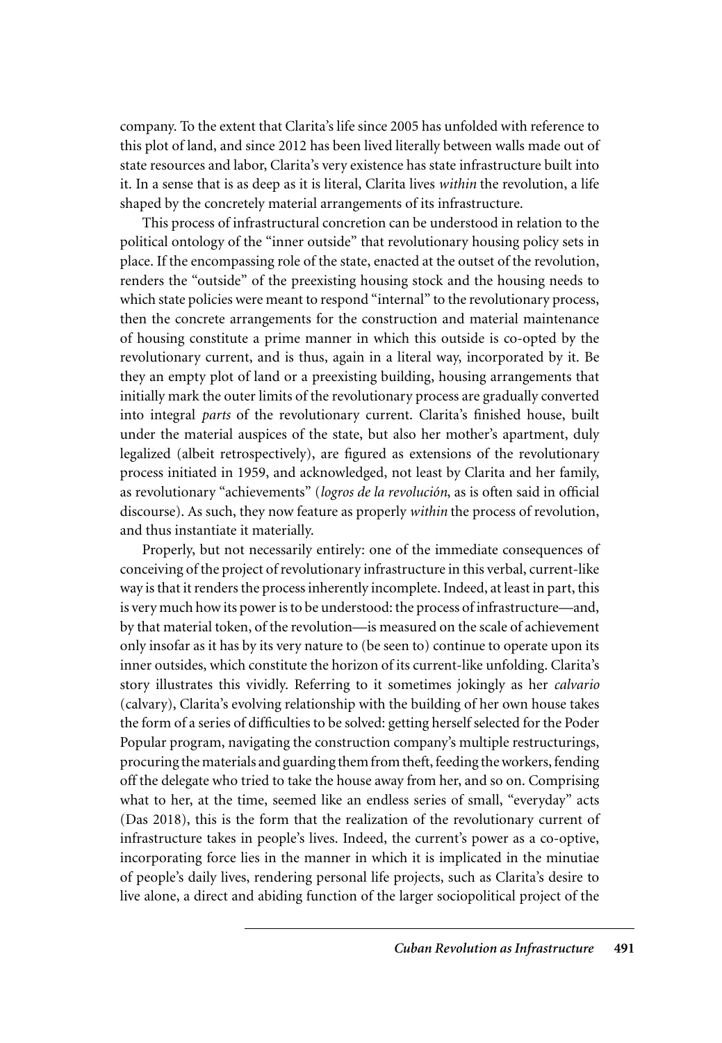company. To the extent that Clarita's life since 2005 has unfolded with reference to this plot of land, and since 2012 has been lived literally between walls made out of state resources and labor, Clarita's very existence has state infrastructure built into it. In a sense that is as deep as it is literal, Clarita lives *within* the revolution, a life shaped by the concretely material arrangements of its infrastructure.

This process of infrastructural concretion can be understood in relation to the political ontology of the "inner outside" that revolutionary housing policy sets in place. If the encompassing role of the state, enacted at the outset of the revolution, renders the "outside" of the preexisting housing stock and the housing needs to which state policies were meant to respond "internal" to the revolutionary process, then the concrete arrangements for the construction and material maintenance of housing constitute a prime manner in which this outside is co-opted by the revolutionary current, and is thus, again in a literal way, incorporated by it. Be they an empty plot of land or a preexisting building, housing arrangements that initially mark the outer limits of the revolutionary process are gradually converted into integral *parts* of the revolutionary current. Clarita's finished house, built under the material auspices of the state, but also her mother's apartment, duly legalized (albeit retrospectively), are figured as extensions of the revolutionary process initiated in 1959, and acknowledged, not least by Clarita and her family, as revolutionary "achievements" (*logros de la revolución*, as is often said in official discourse). As such, they now feature as properly *within* the process of revolution, and thus instantiate it materially.

Properly, but not necessarily entirely: one of the immediate consequences of conceiving of the project of revolutionary infrastructure in this verbal, current-like way is that it renders the process inherently incomplete. Indeed, at least in part, this is very much how its power is to be understood: the process of infrastructure—and, by that material token, of the revolution—is measured on the scale of achievement only insofar as it has by its very nature to (be seen to) continue to operate upon its inner outsides, which constitute the horizon of its current-like unfolding. Clarita's story illustrates this vividly. Referring to it sometimes jokingly as her *calvario* (calvary), Clarita's evolving relationship with the building of her own house takes the form of a series of difficulties to be solved: getting herself selected for the Poder Popular program, navigating the construction company's multiple restructurings, procuring the materials and guarding them from theft, feeding the workers, fending off the delegate who tried to take the house away from her, and so on. Comprising what to her, at the time, seemed like an endless series of small, "everyday" acts (Das 2018), this is the form that the realization of the revolutionary current of infrastructure takes in people's lives. Indeed, the current's power as a co-optive, incorporating force lies in the manner in which it is implicated in the minutiae of people's daily lives, rendering personal life projects, such as Clarita's desire to live alone, a direct and abiding function of the larger sociopolitical project of the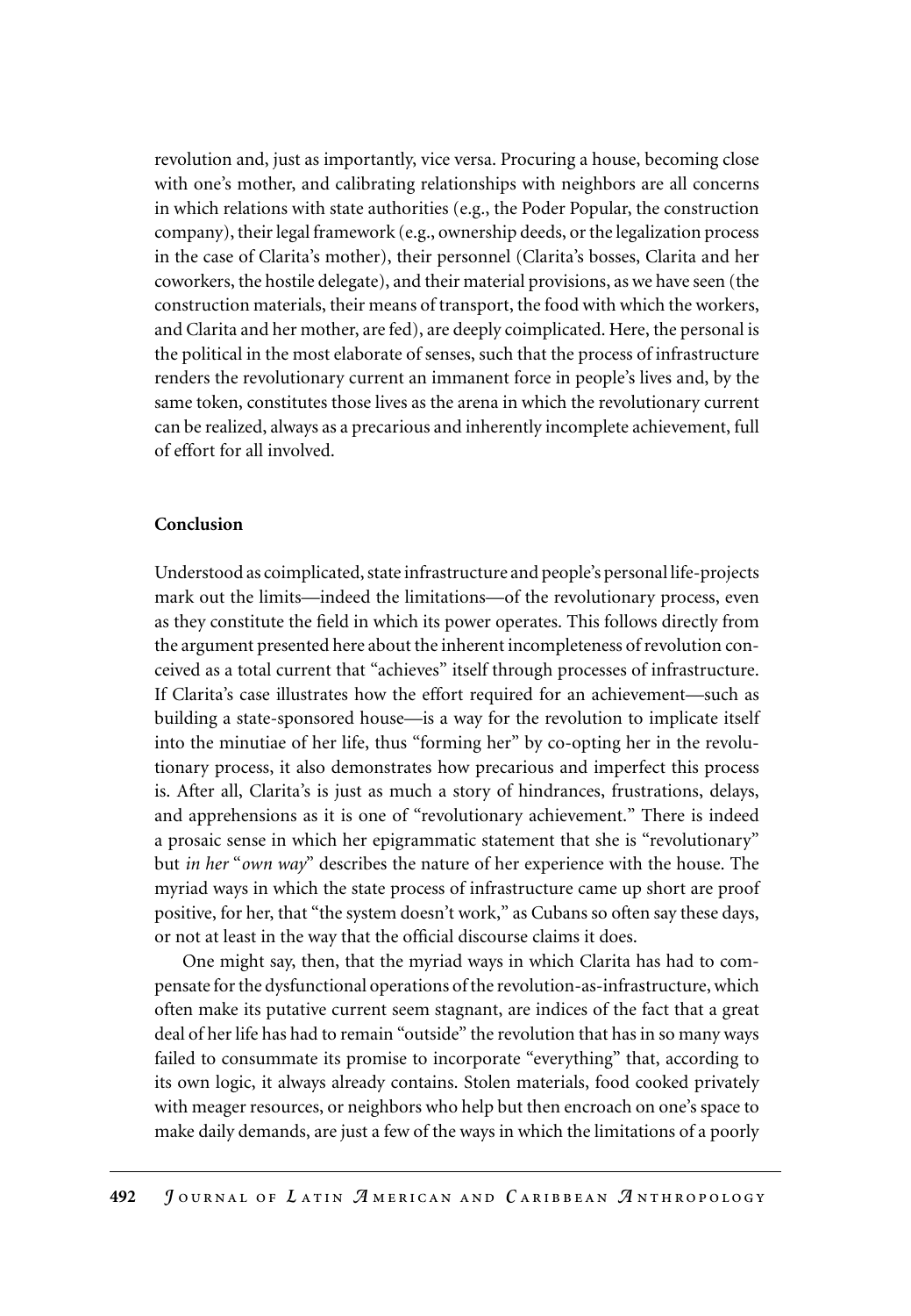revolution and, just as importantly, vice versa. Procuring a house, becoming close with one's mother, and calibrating relationships with neighbors are all concerns in which relations with state authorities (e.g., the Poder Popular, the construction company), their legal framework (e.g., ownership deeds, or the legalization process in the case of Clarita's mother), their personnel (Clarita's bosses, Clarita and her coworkers, the hostile delegate), and their material provisions, as we have seen (the construction materials, their means of transport, the food with which the workers, and Clarita and her mother, are fed), are deeply coimplicated. Here, the personal is the political in the most elaborate of senses, such that the process of infrastructure renders the revolutionary current an immanent force in people's lives and, by the same token, constitutes those lives as the arena in which the revolutionary current can be realized, always as a precarious and inherently incomplete achievement, full of effort for all involved.

## Conclusion

Understood as coimplicated, state infrastructure and people's personal life-projects mark out the limits—indeed the limitations—of the revolutionary process, even as they constitute the field in which its power operates. This follows directly from the argument presented here about the inherent incompleteness of revolution conceived as a total current that "achieves" itself through processes of infrastructure. If Clarita's case illustrates how the effort required for an achievement—such as building a state-sponsored house—is a way for the revolution to implicate itself into the minutiae of her life, thus "forming her" by co-opting her in the revolutionary process, it also demonstrates how precarious and imperfect this process is. After all, Clarita's is just as much a story of hindrances, frustrations, delays, and apprehensions as it is one of "revolutionary achievement." There is indeed a prosaic sense in which her epigrammatic statement that she is "revolutionary" but *in her* "*own way*" describes the nature of her experience with the house. The myriad ways in which the state process of infrastructure came up short are proof positive, for her, that "the system doesn't work," as Cubans so often say these days, or not at least in the way that the official discourse claims it does.

One might say, then, that the myriad ways in which Clarita has had to compensate for the dysfunctional operations of the revolution-as-infrastructure, which often make its putative current seem stagnant, are indices of the fact that a great deal of her life has had to remain "outside" the revolution that has in so many ways failed to consummate its promise to incorporate "everything" that, according to its own logic, it always already contains. Stolen materials, food cooked privately with meager resources, or neighbors who help but then encroach on one's space to make daily demands, are just a few of the ways in which the limitations of a poorly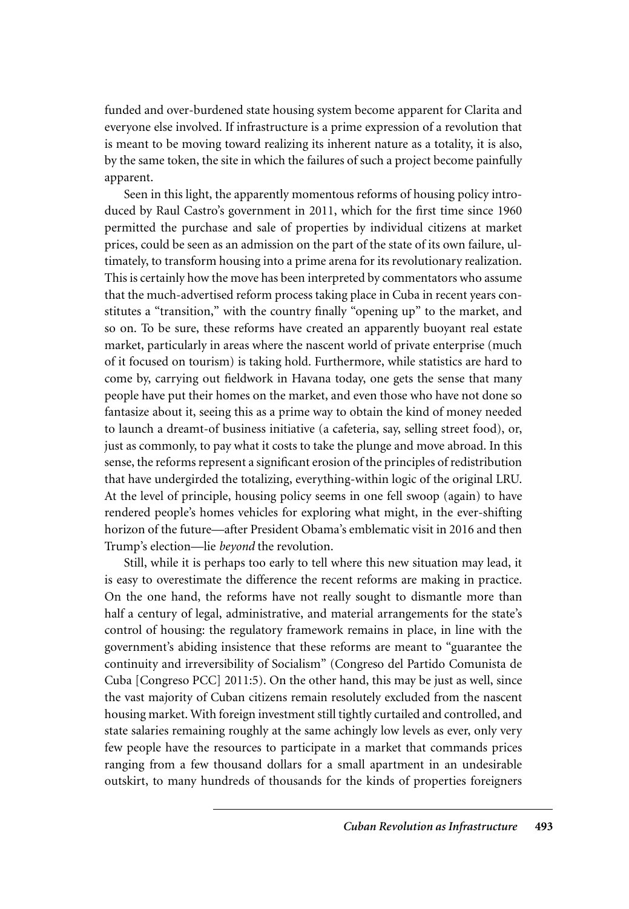funded and over-burdened state housing system become apparent for Clarita and everyone else involved. If infrastructure is a prime expression of a revolution that is meant to be moving toward realizing its inherent nature as a totality, it is also, by the same token, the site in which the failures of such a project become painfully apparent.

Seen in this light, the apparently momentous reforms of housing policy introduced by Raul Castro's government in 2011, which for the first time since 1960 permitted the purchase and sale of properties by individual citizens at market prices, could be seen as an admission on the part of the state of its own failure, ultimately, to transform housing into a prime arena for its revolutionary realization. This is certainly how the move has been interpreted by commentators who assume that the much-advertised reform process taking place in Cuba in recent years constitutes a "transition," with the country finally "opening up" to the market, and so on. To be sure, these reforms have created an apparently buoyant real estate market, particularly in areas where the nascent world of private enterprise (much of it focused on tourism) is taking hold. Furthermore, while statistics are hard to come by, carrying out fieldwork in Havana today, one gets the sense that many people have put their homes on the market, and even those who have not done so fantasize about it, seeing this as a prime way to obtain the kind of money needed to launch a dreamt-of business initiative (a cafeteria, say, selling street food), or, just as commonly, to pay what it costs to take the plunge and move abroad. In this sense, the reforms represent a significant erosion of the principles of redistribution that have undergirded the totalizing, everything-within logic of the original LRU. At the level of principle, housing policy seems in one fell swoop (again) to have rendered people's homes vehicles for exploring what might, in the ever-shifting horizon of the future—after President Obama's emblematic visit in 2016 and then Trump's election—lie *beyond* the revolution.

Still, while it is perhaps too early to tell where this new situation may lead, it is easy to overestimate the difference the recent reforms are making in practice. On the one hand, the reforms have not really sought to dismantle more than half a century of legal, administrative, and material arrangements for the state's control of housing: the regulatory framework remains in place, in line with the government's abiding insistence that these reforms are meant to "guarantee the continuity and irreversibility of Socialism" (Congreso del Partido Comunista de Cuba [Congreso PCC] 2011:5). On the other hand, this may be just as well, since the vast majority of Cuban citizens remain resolutely excluded from the nascent housing market. With foreign investment still tightly curtailed and controlled, and state salaries remaining roughly at the same achingly low levels as ever, only very few people have the resources to participate in a market that commands prices ranging from a few thousand dollars for a small apartment in an undesirable outskirt, to many hundreds of thousands for the kinds of properties foreigners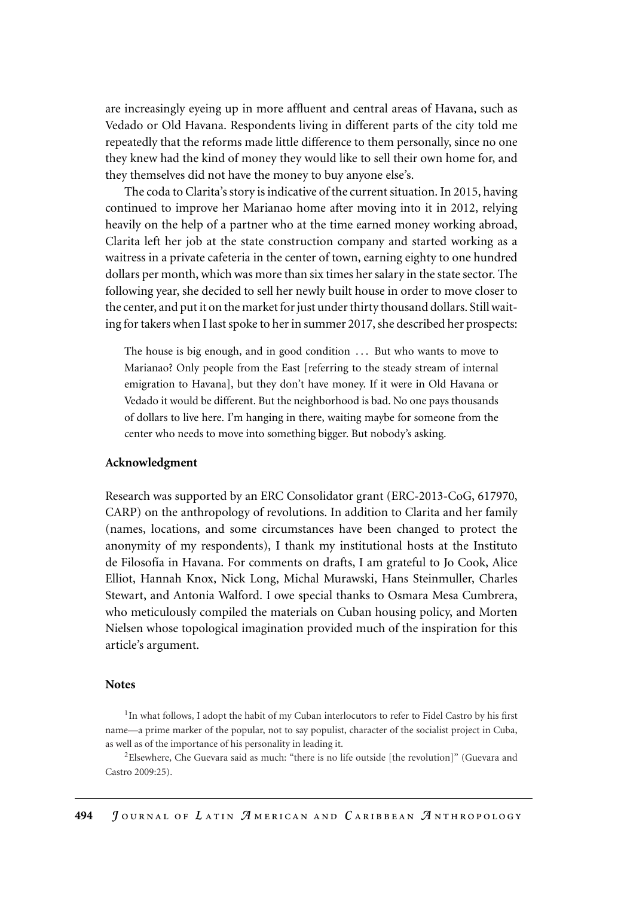are increasingly eyeing up in more affluent and central areas of Havana, such as Vedado or Old Havana. Respondents living in different parts of the city told me repeatedly that the reforms made little difference to them personally, since no one they knew had the kind of money they would like to sell their own home for, and they themselves did not have the money to buy anyone else's.

The coda to Clarita's story is indicative of the current situation. In 2015, having continued to improve her Marianao home after moving into it in 2012, relying heavily on the help of a partner who at the time earned money working abroad, Clarita left her job at the state construction company and started working as a waitress in a private cafeteria in the center of town, earning eighty to one hundred dollars per month, which was more than six times her salary in the state sector. The following year, she decided to sell her newly built house in order to move closer to the center, and put it on the market for just under thirty thousand dollars. Still waiting for takers when I last spoke to her in summer 2017, she described her prospects:

> The house is big enough, and in good condition . . . But who wants to move to Marianao? Only people from the East [referring to the steady stream of internal emigration to Havana], but they don't have money. If it were in Old Havana or Vedado it would be different. But the neighborhood is bad. No one pays thousands of dollars to live here. I'm hanging in there, waiting maybe for someone from the center who needs to move into something bigger. But nobody's asking.

## Acknowledgment

Research was supported by an ERC Consolidator grant (ERC-2013-CoG, 617970, CARP) on the anthropology of revolutions. In addition to Clarita and her family (names, locations, and some circumstances have been changed to protect the anonymity of my respondents), I thank my institutional hosts at the Instituto de Filosofía in Havana. For comments on drafts, I am grateful to Jo Cook, Alice Elliot, Hannah Knox, Nick Long, Michal Murawski, Hans Steinmuller, Charles Stewart, and Antonia Walford. I owe special thanks to Osmara Mesa Cumbrera, who meticulously compiled the materials on Cuban housing policy, and Morten Nielsen whose topological imagination provided much of the inspiration for this article's argument.

## Notes

[1]In what follows, I adopt the habit of my Cuban interlocutors to refer to Fidel Castro by his first name—a prime marker of the popular, not to say populist, character of the socialist project in Cuba, as well as of the importance of his personality in leading it.

[2]Elsewhere, Che Guevara said as much: "there is no life outside [the revolution]" (Guevara and Castro 2009:25).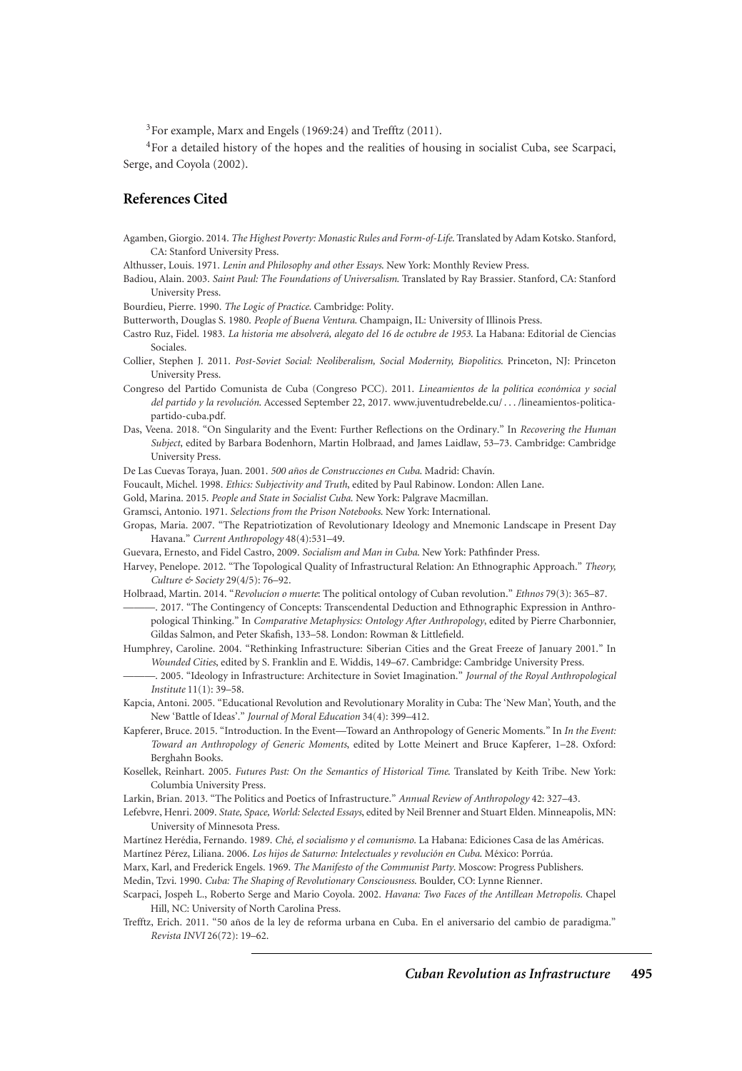[3]For example, Marx and Engels (1969:24) and Trefftz (2011).

[4]For a detailed history of the hopes and the realities of housing in socialist Cuba, see Scarpaci, Serge, and Coyola (2002).

## References Cited

Agamben, Giorgio. 2014. *The Highest Poverty: Monastic Rules and Form-of-Life*. Translated by Adam Kotsko. Stanford, CA: Stanford University Press.

Althusser, Louis. 1971. *Lenin and Philosophy and other Essays*. New York: Monthly Review Press.

Badiou, Alain. 2003. *Saint Paul: The Foundations of Universalism*. Translated by Ray Brassier. Stanford, CA: Stanford University Press.

Bourdieu, Pierre. 1990. *The Logic of Practice*. Cambridge: Polity.

Butterworth, Douglas S. 1980. *People of Buena Ventura*. Champaign, IL: University of Illinois Press.

Castro Ruz, Fidel. 1983. *La historia me absolverá, alegato del 16 de octubre de 1953*. La Habana: Editorial de Ciencias Sociales.

Collier, Stephen J. 2011. *Post-Soviet Social: Neoliberalism, Social Modernity, Biopolitics*. Princeton, NJ: Princeton University Press.

Congreso del Partido Comunista de Cuba (Congreso PCC). 2011. *Lineamientos de la política económica y social del partido y la revolución*. Accessed September 22, 2017. www.juventudrebelde.cu/ . . . /lineamientos-politica-partido-cuba.pdf.

Das, Veena. 2018. "On Singularity and the Event: Further Reflections on the Ordinary." In *Recovering the Human Subject*, edited by Barbara Bodenhorn, Martin Holbraad, and James Laidlaw, 53–73. Cambridge: Cambridge University Press.

De Las Cuevas Toraya, Juan. 2001. *500 años de Construcciones en Cuba*. Madrid: Chavín.

Foucault, Michel. 1998. *Ethics: Subjectivity and Truth*, edited by Paul Rabinow. London: Allen Lane.

Gold, Marina. 2015. *People and State in Socialist Cuba*. New York: Palgrave Macmillan.

Gramsci, Antonio. 1971. *Selections from the Prison Notebooks*. New York: International.

Gropas, Maria. 2007. "The Repatriotization of Revolutionary Ideology and Mnemonic Landscape in Present Day Havana." *Current Anthropology* 48(4):531–49.

Guevara, Ernesto, and Fidel Castro, 2009. *Socialism and Man in Cuba*. New York: Pathfinder Press.

Harvey, Penelope. 2012. "The Topological Quality of Infrastructural Relation: An Ethnographic Approach." *Theory, Culture & Society* 29(4/5): 76–92.

Holbraad, Martin. 2014. "*Revolucíon o muerte*: The political ontology of Cuban revolution." *Ethnos* 79(3): 365–87.

———. 2017. "The Contingency of Concepts: Transcendental Deduction and Ethnographic Expression in Anthropological Thinking." In *Comparative Metaphysics: Ontology After Anthropology*, edited by Pierre Charbonnier, Gildas Salmon, and Peter Skafish, 133–58. London: Rowman & Littlefield.

Humphrey, Caroline. 2004. "Rethinking Infrastructure: Siberian Cities and the Great Freeze of January 2001." In *Wounded Cities*, edited by S. Franklin and E. Widdis, 149–67. Cambridge: Cambridge University Press.

———. 2005. "Ideology in Infrastructure: Architecture in Soviet Imagination." *Journal of the Royal Anthropological Institute* 11(1): 39–58.

Kapcia, Antoni. 2005. "Educational Revolution and Revolutionary Morality in Cuba: The 'New Man', Youth, and the New 'Battle of Ideas'." *Journal of Moral Education* 34(4): 399–412.

Kapferer, Bruce. 2015. "Introduction. In the Event—Toward an Anthropology of Generic Moments." In *In the Event: Toward an Anthropology of Generic Moments*, edited by Lotte Meinert and Bruce Kapferer, 1–28. Oxford: Berghahn Books.

Kosellek, Reinhart. 2005. *Futures Past: On the Semantics of Historical Time*. Translated by Keith Tribe. New York: Columbia University Press.

Larkin, Brian. 2013. "The Politics and Poetics of Infrastructure." *Annual Review of Anthropology* 42: 327–43.

Lefebvre, Henri. 2009. *State, Space, World: Selected Essays*, edited by Neil Brenner and Stuart Elden. Minneapolis, MN: University of Minnesota Press.

Martínez Herédia, Fernando. 1989. *Ché, el socialismo y el comunismo*. La Habana: Ediciones Casa de las Américas.

Martínez Pérez, Liliana. 2006. *Los hijos de Saturno: Intelectuales y revolución en Cuba*. México: Porrúa.

Marx, Karl, and Frederick Engels. 1969. *The Manifesto of the Communist Party*. Moscow: Progress Publishers.

Medin, Tzvi. 1990. *Cuba: The Shaping of Revolutionary Consciousness*. Boulder, CO: Lynne Rienner.

Scarpaci, Jospeh L., Roberto Serge and Mario Coyola. 2002. *Havana: Two Faces of the Antillean Metropolis*. Chapel Hill, NC: University of North Carolina Press.

Trefftz, Erich. 2011. "50 años de la ley de reforma urbana en Cuba. En el aniversario del cambio de paradigma." *Revista INVI* 26(72): 19–62.